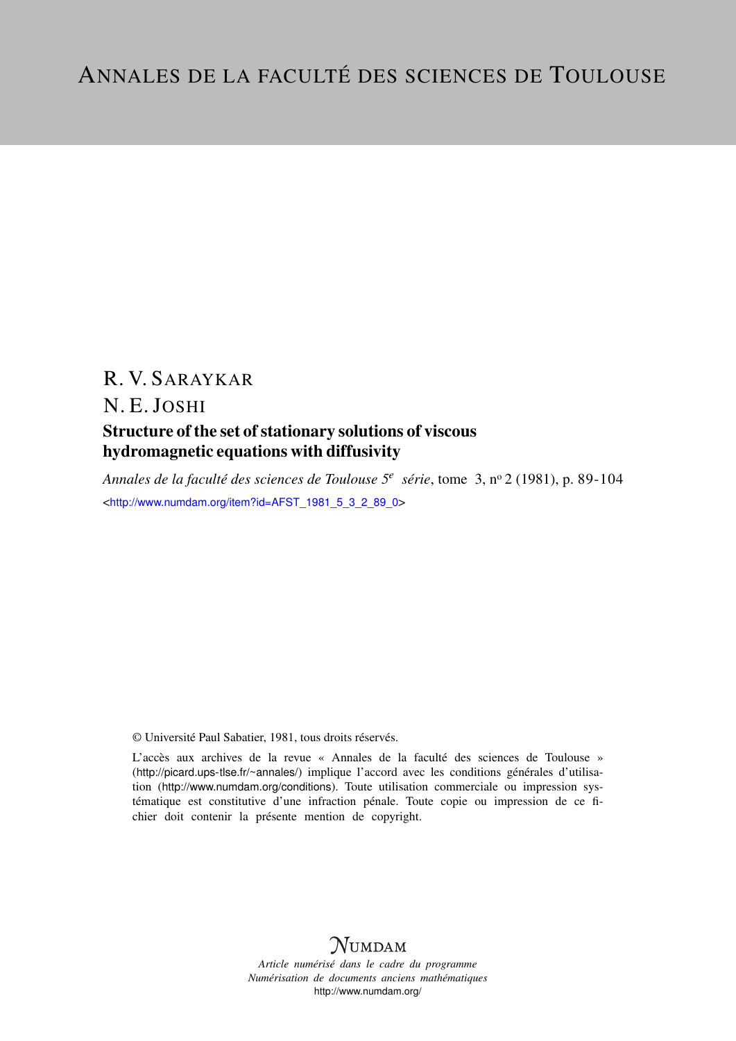# ANNALES DE LA FACULTÉ DES SCIENCES DE TOULOUSE

R. V. SARAYKAR

N. E. JOSHI

## Structure of the set of stationary solutions of viscous hydromagnetic equations with diffusivity

*Annales de la faculté des sciences de Toulouse $5^e$ série*, tome 3, n° 2 (1981), p. 89-104

<http://www.numdam.org/item?id=AFST_1981_5_3_2_89_0>

© Université Paul Sabatier, 1981, tous droits réservés.

L'accès aux archives de la revue « Annales de la faculté des sciences de Toulouse » (http://picard.ups-tlse.fr/~annales/) implique l'accord avec les conditions générales d'utilisation (http://www.numdam.org/conditions). Toute utilisation commerciale ou impression systématique est constitutive d'une infraction pénale. Toute copie ou impression de ce fichier doit contenir la présente mention de copyright.

NUMDAM

*Article numérisé dans le cadre du programme*
*Numérisation de documents anciens mathématiques*
http://www.numdam.org/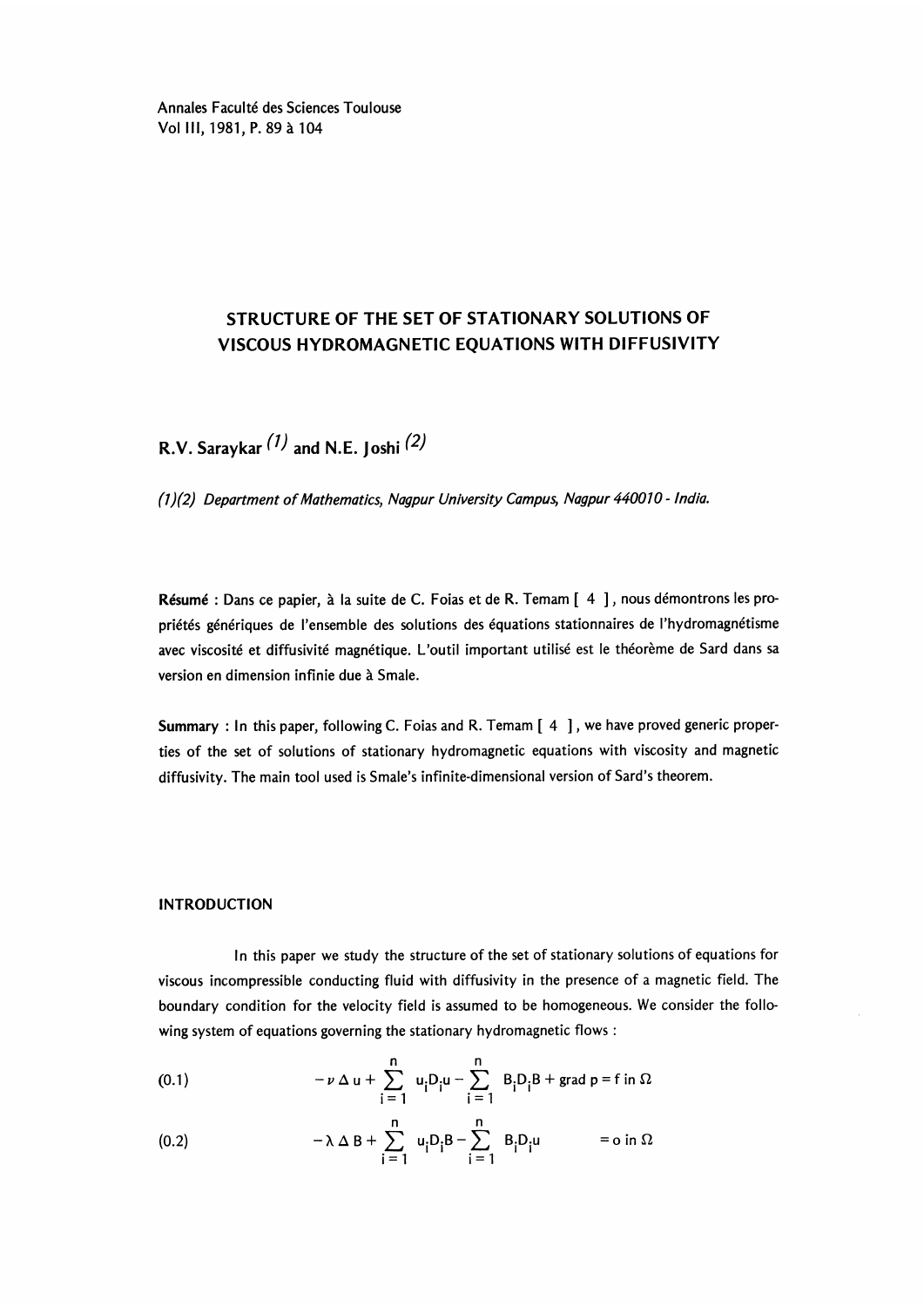# STRUCTURE OF THE SET OF STATIONARY SOLUTIONS OF VISCOUS HYDROMAGNETIC EQUATIONS WITH DIFFUSIVITY

**R.V. Saraykar** (1) **and N.E. Joshi** (2)

*(1)(2) Department of Mathematics, Nagpur University Campus, Nagpur 440010 - India.*

**Résumé** : Dans ce papier, à la suite de C. Foias et de R. Temam [ 4 ], nous démontrons les propriétés génériques de l'ensemble des solutions des équations stationnaires de l'hydromagnétisme avec viscosité et diffusivité magnétique. L'outil important utilisé est le théorème de Sard dans sa version en dimension infinie due à Smale.

**Summary** : In this paper, following C. Foias and R. Temam [ 4 ], we have proved generic properties of the set of solutions of stationary hydromagnetic equations with viscosity and magnetic diffusivity. The main tool used is Smale's infinite-dimensional version of Sard's theorem.

## INTRODUCTION

In this paper we study the structure of the set of stationary solutions of equations for viscous incompressible conducting fluid with diffusivity in the presence of a magnetic field. The boundary condition for the velocity field is assumed to be homogeneous. We consider the following system of equations governing the stationary hydromagnetic flows :

$$(0.1) \qquad -\nu \Delta u + \sum_{i=1}^{n} u_i D_i u - \sum_{i=1}^{n} B_i D_i B + \operatorname{grad} p = f \text{ in } \Omega$$

$$(0.2) \qquad -\lambda \Delta B + \sum_{i=1}^{n} u_i D_i B - \sum_{i=1}^{n} B_i D_i u = o \text{ in } \Omega$$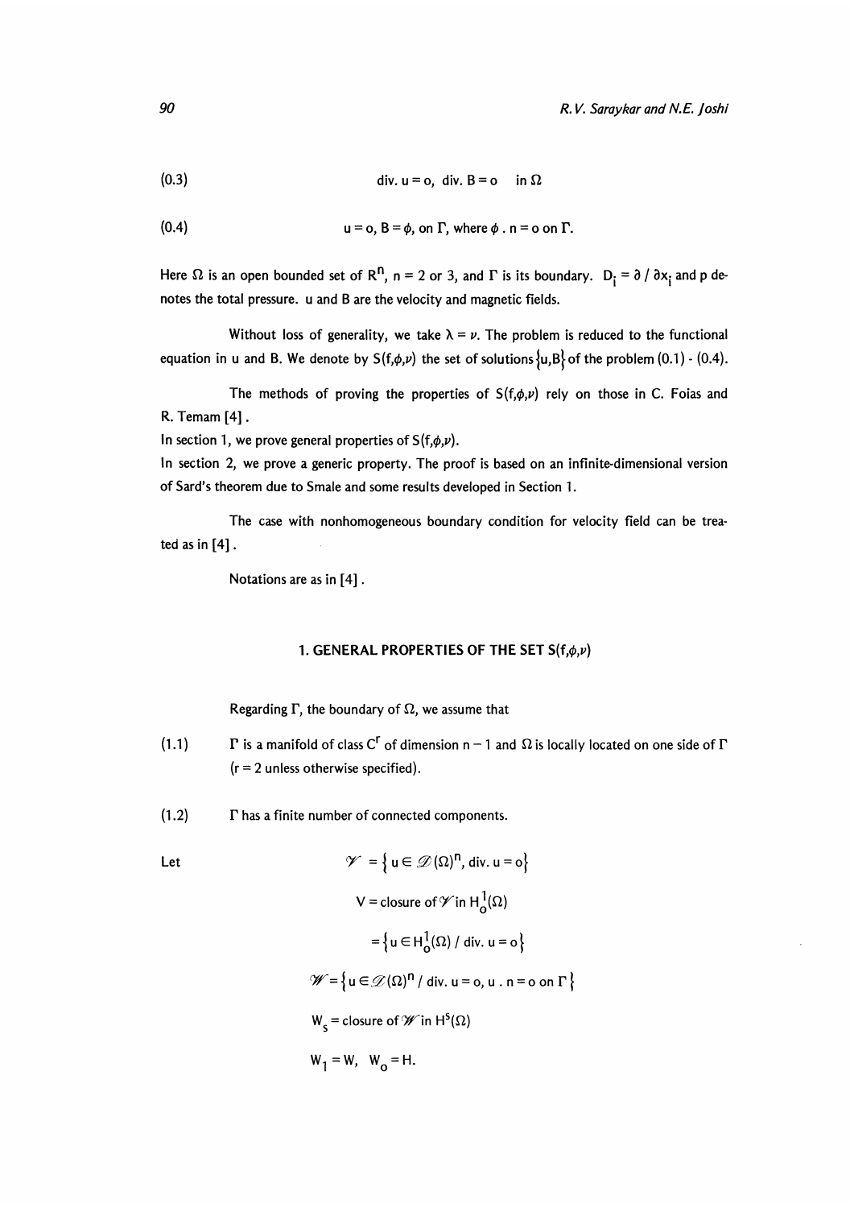$$\text{(0.3)} \qquad \operatorname{div.} u = o, \ \operatorname{div.} B = o \quad \text{in } \Omega$$

$$\text{(0.4)} \qquad u = o, \ B = \phi, \text{ on } \Gamma, \text{ where } \phi \,.\, n = o \text{ on } \Gamma.$$

Here $\Omega$ is an open bounded set of $R^n$, $n = 2$ or $3$, and $\Gamma$ is its boundary. $D_i = \partial / \partial x_i$ and p denotes the total pressure. u and B are the velocity and magnetic fields.

Without loss of generality, we take $\lambda = \nu$. The problem is reduced to the functional equation in u and B. We denote by $S(f,\phi,\nu)$ the set of solutions $\{u,B\}$ of the problem (0.1) - (0.4).

The methods of proving the properties of $S(f,\phi,\nu)$ rely on those in C. Foias and R. Temam [4].

In section 1, we prove general properties of $S(f,\phi,\nu)$.

In section 2, we prove a generic property. The proof is based on an infinite-dimensional version of Sard's theorem due to Smale and some results developed in Section 1.

The case with nonhomogeneous boundary condition for velocity field can be treated as in [4].

Notations are as in [4].

## 1. GENERAL PROPERTIES OF THE SET $S(f,\phi,\nu)$

Regarding $\Gamma$, the boundary of $\Omega$, we assume that

(1.1) $\Gamma$ is a manifold of class $C^r$ of dimension $n - 1$ and $\Omega$ is locally located on one side of $\Gamma$ ($r = 2$ unless otherwise specified).

(1.2) $\Gamma$ has a finite number of connected components.

Let

$$\mathscr{V} = \{ u \in \mathscr{D}(\Omega)^n, \operatorname{div.} u = o \}$$

$$V = \text{closure of } \mathscr{V} \text{ in } H_o^1(\Omega)$$

$$= \{ u \in H_o^1(\Omega) \,/\, \operatorname{div.} u = o \}$$

$$\mathscr{W} = \{ u \in \mathscr{D}(\Omega)^n \,/\, \operatorname{div.} u = o, \ u \,.\, n = o \text{ on } \Gamma \}$$

$$W_s = \text{closure of } \mathscr{W} \text{ in } H^s(\Omega)$$

$$W_1 = W, \quad W_o = H.$$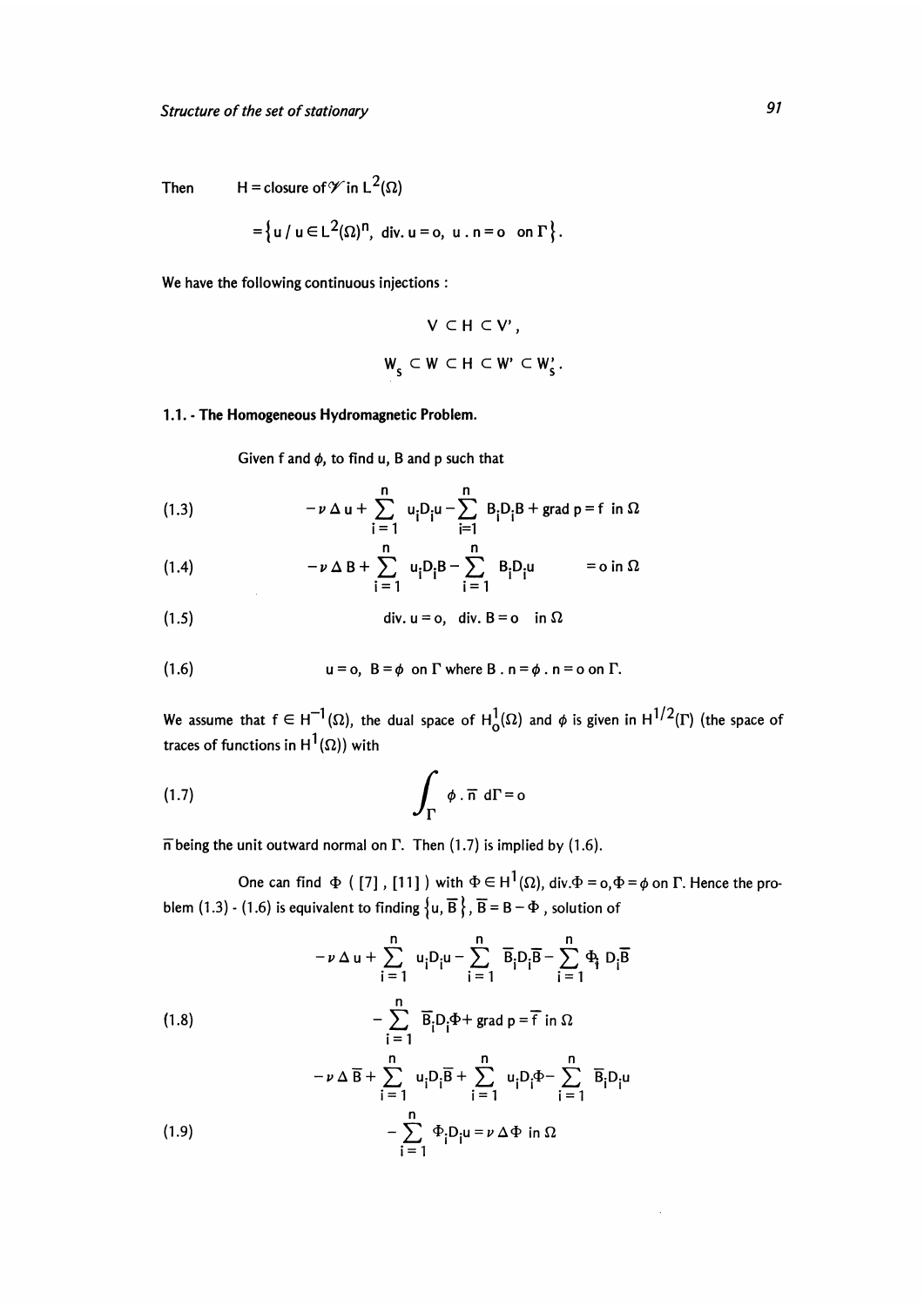Then $\quad H = \text{closure of } \mathscr{V} \text{ in } L^2(\Omega)$

$$= \{ u \,/\, u \in L^2(\Omega)^n, \ \text{div}. u = o, \ u \,.\, n = o \ \text{ on } \Gamma \}.$$

We have the following continuous injections :

$$V \subset H \subset V',$$

$$W_s \subset W \subset H \subset W' \subset W_s'.$$

### 1.1. - The Homogeneous Hydromagnetic Problem.

Given f and $\phi$, to find u, B and p such that

$$-\nu \Delta u + \sum_{i=1}^{n} u_i D_i u - \sum_{i=1}^{n} B_i D_i B + \text{grad } p = f \ \text{ in } \Omega \tag{1.3}$$

$$-\nu \Delta B + \sum_{i=1}^{n} u_i D_i B - \sum_{i=1}^{n} B_i D_i u \qquad = o \text{ in } \Omega \tag{1.4}$$

$$\text{div}. u = o, \ \ \text{div}. B = o \ \ \text{ in } \Omega \tag{1.5}$$

$$u = o, \ \ B = \phi \ \text{ on } \Gamma \text{ where } B \,.\, n = \phi \,.\, n = o \text{ on } \Gamma. \tag{1.6}$$

We assume that $f \in H^{-1}(\Omega)$, the dual space of $H_o^1(\Omega)$ and $\phi$ is given in $H^{1/2}(\Gamma)$ (the space of traces of functions in $H^1(\Omega)$) with

$$\int_{\Gamma} \phi \,.\, \bar{n} \ d\Gamma = o \tag{1.7}$$

$\bar{n}$ being the unit outward normal on $\Gamma$. Then (1.7) is implied by (1.6).

One can find $\Phi$ ( [7] , [11] ) with $\Phi \in H^1(\Omega)$, $\text{div}.\Phi = o, \Phi = \phi$ on $\Gamma$. Hence the problem (1.3) - (1.6) is equivalent to finding $\{u, \overline{B}\}$, $\overline{B} = B - \Phi$ , solution of

$$-\nu \Delta u + \sum_{i=1}^{n} u_i D_i u - \sum_{i=1}^{n} \overline{B}_i D_i \overline{B} - \sum_{i=1}^{n} \Phi_i D_i \overline{B}$$

$$- \sum_{i=1}^{n} \overline{B}_i D_i \Phi + \text{grad } p = \overline{f} \ \text{ in } \Omega \tag{1.8}$$

$$-\nu \Delta \overline{B} + \sum_{i=1}^{n} u_i D_i \overline{B} + \sum_{i=1}^{n} u_i D_i \Phi - \sum_{i=1}^{n} \overline{B}_i D_i u$$

$$- \sum_{i=1}^{n} \Phi_i D_i u = \nu \Delta \Phi \ \text{ in } \Omega \tag{1.9}$$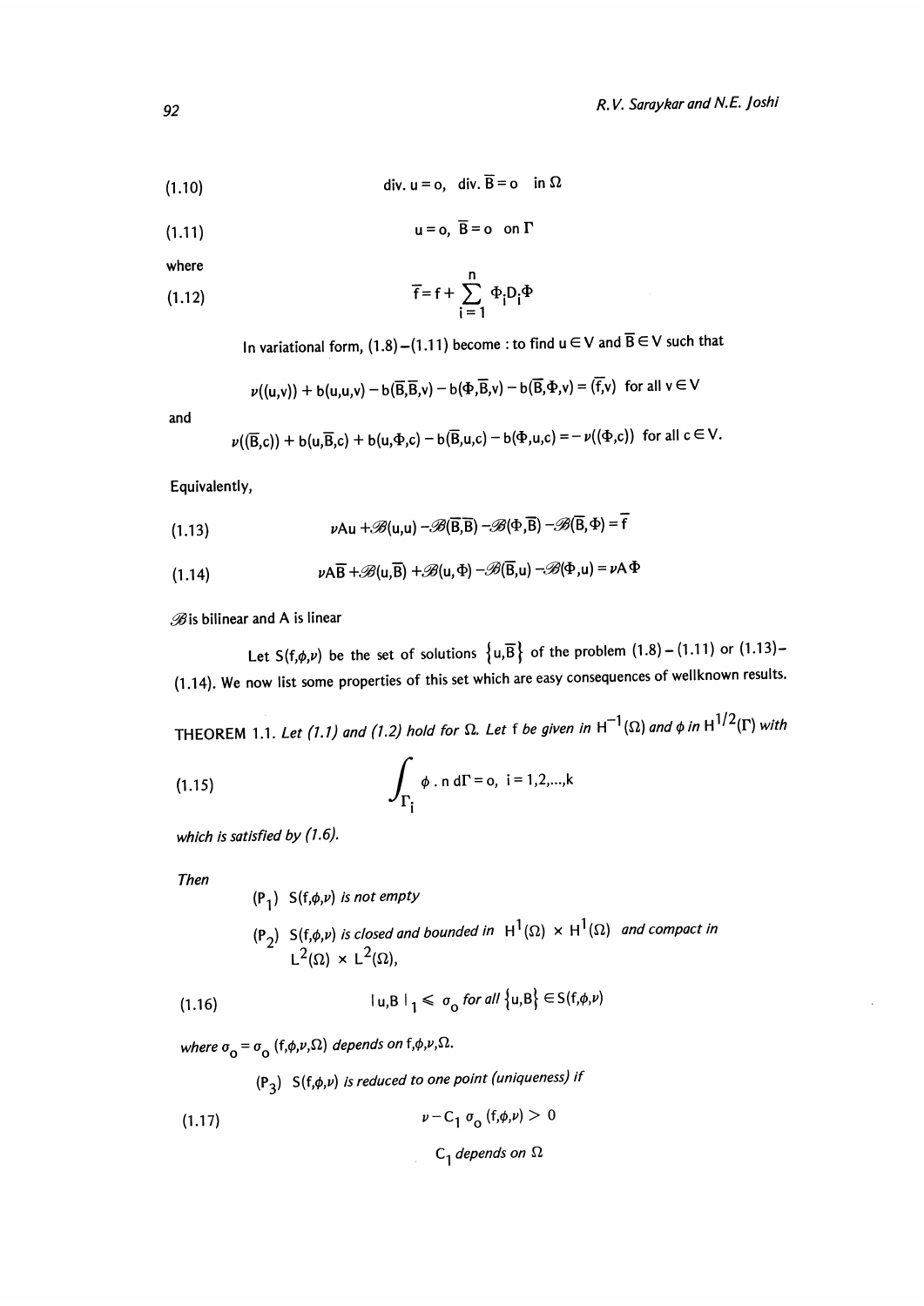$$\text{(1.10)} \qquad \operatorname{div} u = o, \quad \operatorname{div} \overline{B} = o \quad \text{in } \Omega$$

$$\text{(1.11)} \qquad u = o, \quad \overline{B} = o \quad \text{on } \Gamma$$

where

$$\text{(1.12)} \qquad \overline{f} = f + \sum_{i=1}^{n} \Phi_i D_i \Phi$$

In variational form, (1.8) – (1.11) become : to find $u \in V$ and $\overline{B} \in V$ such that

$$\nu((u,v)) + b(u,u,v) - b(\overline{B},\overline{B},v) - b(\Phi,\overline{B},v) - b(\overline{B},\Phi,v) = (\overline{f},v) \quad \text{for all } v \in V$$

and

$$\nu((\overline{B},c)) + b(u,\overline{B},c) + b(u,\Phi,c) - b(\overline{B},u,c) - b(\Phi,u,c) = -\nu((\Phi,c)) \quad \text{for all } c \in V.$$

Equivalently,

$$\text{(1.13)} \qquad \nu A u + \mathscr{B}(u,u) - \mathscr{B}(\overline{B},\overline{B}) - \mathscr{B}(\Phi,\overline{B}) - \mathscr{B}(\overline{B},\Phi) = \overline{f}$$

$$\text{(1.14)} \qquad \nu A\overline{B} + \mathscr{B}(u,\overline{B}) + \mathscr{B}(u,\Phi) - \mathscr{B}(\overline{B},u) - \mathscr{B}(\Phi,u) = \nu A \Phi$$

$\mathscr{B}$ is bilinear and A is linear

Let $S(f,\phi,\nu)$ be the set of solutions $\{u,\overline{B}\}$ of the problem (1.8) – (1.11) or (1.13)–(1.14). We now list some properties of this set which are easy consequences of wellknown results.

THEOREM 1.1. *Let (1.1) and (1.2) hold for $\Omega$. Let f be given in $H^{-1}(\Omega)$ and $\phi$ in $H^{1/2}(\Gamma)$ with*

$$\text{(1.15)} \qquad \int_{\Gamma_i} \phi \,.\, n \, d\Gamma = o, \quad i = 1,2,\ldots,k$$

*which is satisfied by (1.6).*

*Then*

($P_1$) *$S(f,\phi,\nu)$ is not empty*

($P_2$) *$S(f,\phi,\nu)$ is closed and bounded in $H^1(\Omega) \times H^1(\Omega)$ and compact in $L^2(\Omega) \times L^2(\Omega)$,*

$$\text{(1.16)} \qquad | u,B |_1 \leqslant \sigma_o \text{ for all } \{u,B\} \in S(f,\phi,\nu)$$

*where $\sigma_o = \sigma_o(f,\phi,\nu,\Omega)$ depends on $f,\phi,\nu,\Omega$.*

($P_3$) *$S(f,\phi,\nu)$ is reduced to one point (uniqueness) if*

$$\text{(1.17)} \qquad \nu - C_1 \sigma_o (f,\phi,\nu) > 0$$

*$C_1$ depends on $\Omega$*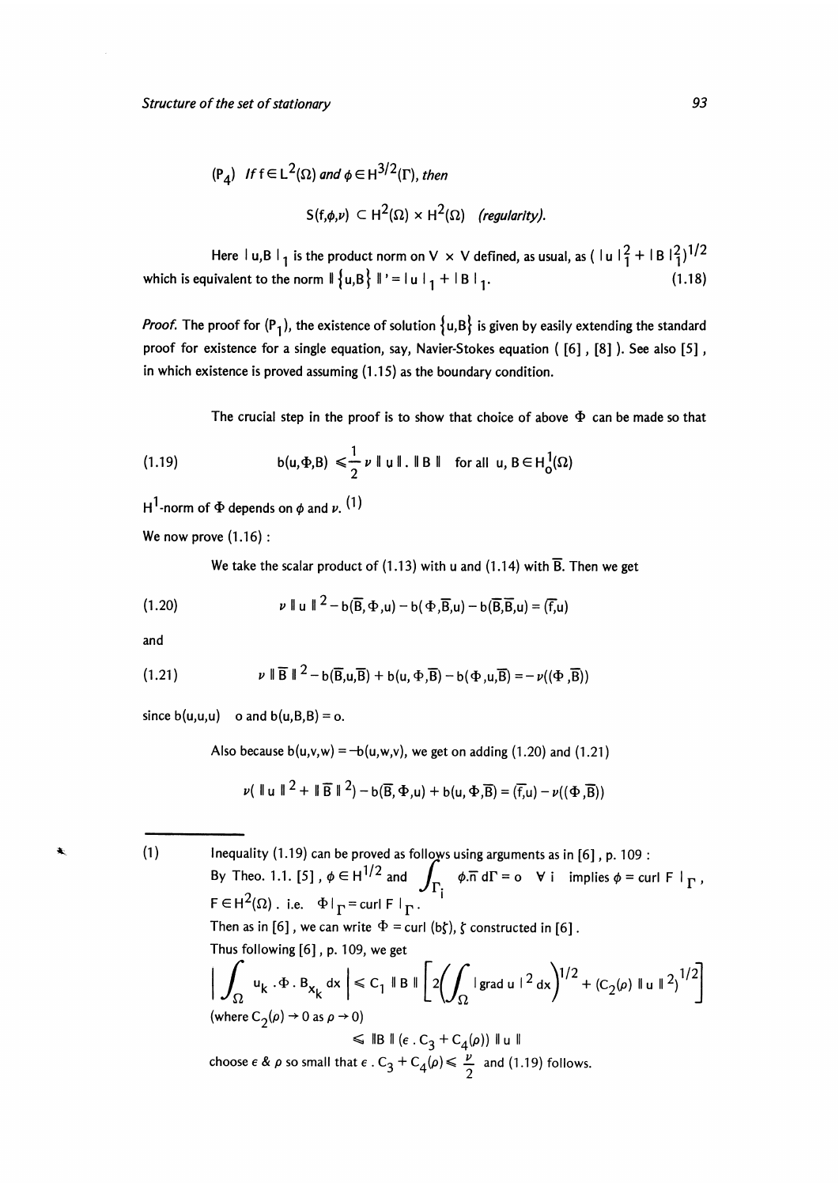($P_4$) *If* $f \in L^2(\Omega)$ *and* $\phi \in H^{3/2}(\Gamma)$, *then*

$$S(f,\phi,\nu) \subset H^2(\Omega) \times H^2(\Omega) \quad \textit{(regularity).}$$

Here $|u,B|_1$ is the product norm on $V \times V$ defined, as usual, as $(|u|_1^2 + |B|_1^2)^{1/2}$ which is equivalent to the norm $\| \{u,B\} \|' = |u|_1 + |B|_1$. (1.18)

*Proof.* The proof for ($P_1$), the existence of solution $\{u,B\}$ is given by easily extending the standard proof for existence for a single equation, say, Navier-Stokes equation ( [6] , [8] ). See also [5] , in which existence is proved assuming (1.15) as the boundary condition.

The crucial step in the proof is to show that choice of above $\Phi$ can be made so that

$$b(u,\Phi,B) \leq \frac{1}{2} \nu \, \| u \| . \| B \| \quad \text{for all } u, B \in H_0^1(\Omega) \tag{1.19}$$

$H^1$-norm of $\Phi$ depends on $\phi$ and $\nu$. (1)

We now prove (1.16) :

We take the scalar product of (1.13) with u and (1.14) with $\overline{B}$. Then we get

$$\nu \| u \|^2 - b(\overline{B},\Phi,u) - b(\Phi,\overline{B},u) - b(\overline{B},\overline{B},u) = (\overline{f},u) \tag{1.20}$$

and

$$\nu \| \overline{B} \|^2 - b(\overline{B},u,\overline{B}) + b(u,\Phi,\overline{B}) - b(\Phi,u,\overline{B}) = - \nu((\Phi,\overline{B})) \tag{1.21}$$

since $b(u,u,u)$ o and $b(u,B,B) = o$.

Also because $b(u,v,w) = -b(u,w,v)$, we get on adding (1.20) and (1.21)

$$\nu( \| u \|^2 + \| \overline{B} \|^2) - b(\overline{B},\Phi,u) + b(u,\Phi,\overline{B}) = (\overline{f},u) - \nu((\Phi,\overline{B}))$$

---

(1) Inequality (1.19) can be proved as follows using arguments as in [6], p. 109 :
By Theo. 1.1. [5], $\phi \in H^{1/2}$ and $\int_{\Gamma_i} \phi.\overline{n} \, d\Gamma = o \quad \forall \, i$ implies $\phi = \text{curl } F \mid_\Gamma$, $F \in H^2(\Omega)$ . i.e. $\Phi \mid_\Gamma = \text{curl } F \mid_\Gamma$.
Then as in [6], we can write $\Phi = \text{curl } (b\zeta)$, $\zeta$ constructed in [6].
Thus following [6], p. 109, we get

$$\left| \int_\Omega u_k . \Phi . B_{x_k} \, dx \right| \leq C_1 \, \| B \| \left[ 2 \left( \int_\Omega | \text{grad } u |^2 dx \right)^{1/2} + (C_2(\rho) \, \| u \|^2)^{1/2} \right]$$

(where $C_2(\rho) \to 0$ as $\rho \to 0$)

$$\leq \| B \| \, (\epsilon . C_3 + C_4(\rho)) \, \| u \|$$

choose $\epsilon$ & $\rho$ so small that $\epsilon . C_3 + C_4(\rho) \leq \frac{\nu}{2}$ and (1.19) follows.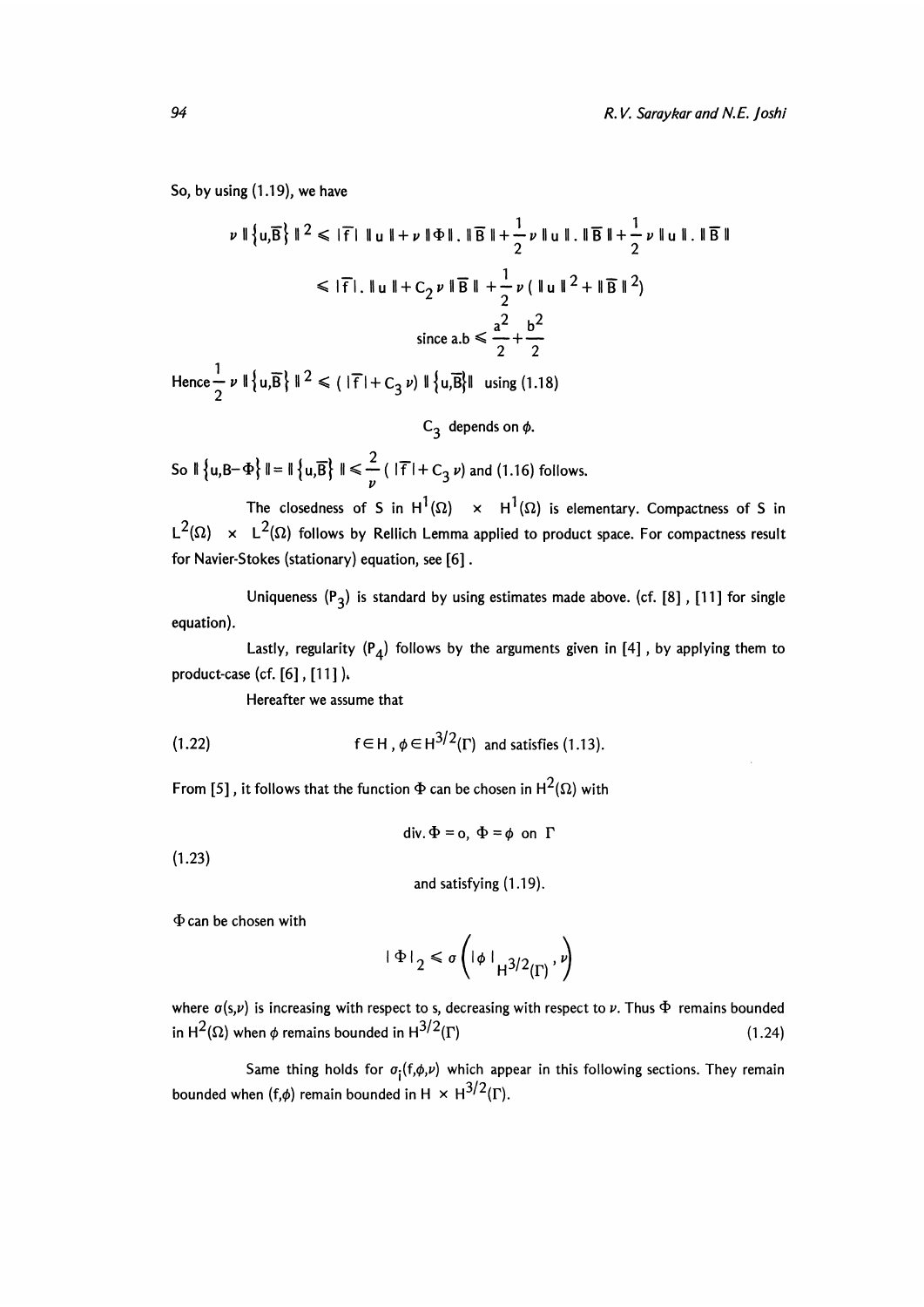So, by using (1.19), we have

$$\nu \,\|\{u,\overline{B}\}\|^2 \leqslant |\overline{f}|\,\|u\| + \nu\,\|\Phi\|.\,\|\overline{B}\| + \frac{1}{2}\nu\,\|u\|.\,\|\overline{B}\| + \frac{1}{2}\nu\,\|u\|.\,\|\overline{B}\|$$

$$\leqslant |\overline{f}|.\,\|u\| + C_2\,\nu\,\|\overline{B}\| + \frac{1}{2}\nu\,(\,\|u\|^2 + \|\overline{B}\|^2)$$

$$\text{since } a.b \leqslant \frac{a^2}{2} + \frac{b^2}{2}$$

Hence $\frac{1}{2}\nu\,\|\{u,\overline{B}\}\|^2 \leqslant (\,|\overline{f}| + C_3\,\nu)\,\|\{u,\overline{B}\}\|$ using (1.18)

$C_3$ depends on $\phi$.

So $\|\{u,B-\Phi\}\| = \|\{u,\overline{B}\}\| \leqslant \frac{2}{\nu}(\,|\overline{f}| + C_3\,\nu)$ and (1.16) follows.

The closedness of S in $H^1(\Omega) \times H^1(\Omega)$ is elementary. Compactness of S in $L^2(\Omega) \times L^2(\Omega)$ follows by Rellich Lemma applied to product space. For compactness result for Navier-Stokes (stationary) equation, see [6].

Uniqueness ($P_3$) is standard by using estimates made above. (cf. [8], [11] for single equation).

Lastly, regularity ($P_4$) follows by the arguments given in [4], by applying them to product-case (cf. [6], [11]).

Hereafter we assume that

(1.22) $$f \in H,\ \phi \in H^{3/2}(\Gamma) \text{ and satisfies (1.13).}$$

From [5], it follows that the function $\Phi$ can be chosen in $H^2(\Omega)$ with

(1.23) $$\operatorname{div}.\Phi = o,\ \Phi = \phi \text{ on } \Gamma$$

and satisfying (1.19).

$\Phi$ can be chosen with

$$|\Phi|_2 \leqslant \sigma\left(|\phi|_{H^{3/2}(\Gamma)},\nu\right)$$

where $\sigma(s,\nu)$ is increasing with respect to s, decreasing with respect to $\nu$. Thus $\Phi$ remains bounded in $H^2(\Omega)$ when $\phi$ remains bounded in $H^{3/2}(\Gamma)$ (1.24)

Same thing holds for $\sigma_i(f,\phi,\nu)$ which appear in this following sections. They remain bounded when $(f,\phi)$ remain bounded in $H \times H^{3/2}(\Gamma)$.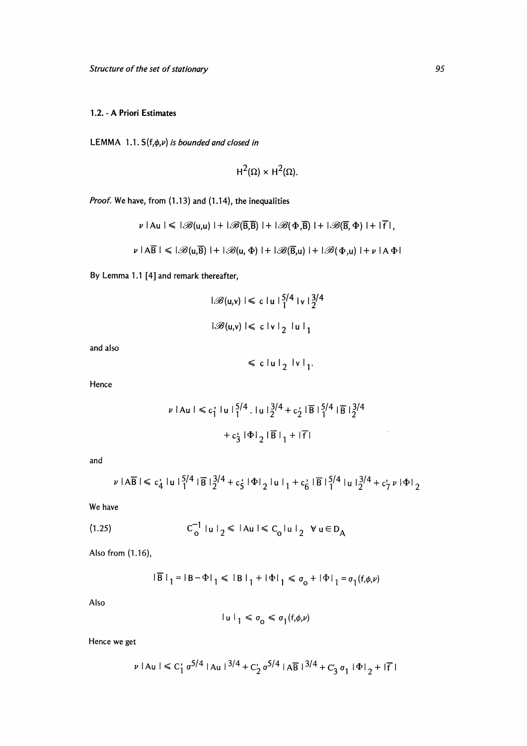## 1.2. - A Priori Estimates

LEMMA 1.1. *$S(f,\phi,\nu)$ is bounded and closed in*

$$H^2(\Omega) \times H^2(\Omega).$$

*Proof.* We have, from (1.13) and (1.14), the inequalities

$$\nu \, |Au| \leqslant |\mathscr{B}(u,u)| + |\mathscr{B}(\overline{B},\overline{B})| + |\mathscr{B}(\Phi,\overline{B})| + |\mathscr{B}(\overline{B},\Phi)| + |\overline{f}|,$$

$$\nu \, |A\overline{B}| \leqslant |\mathscr{B}(u,\overline{B})| + |\mathscr{B}(u,\Phi)| + |\mathscr{B}(\overline{B},u)| + |\mathscr{B}(\Phi,u)| + \nu \, |A\Phi|$$

By Lemma 1.1 [4] and remark thereafter,

$$|\mathscr{B}(u,v)| \leqslant c \, |u|_1^{5/4} \, |v|_2^{3/4}$$

$$|\mathscr{B}(u,v)| \leqslant c \, |v|_2 \, |u|_1$$

and also

$$\leqslant c \, |u|_2 \, |v|_1.$$

Hence

$$\nu \, |Au| \leqslant c_1' \, |u|_1^{5/4} . \, |u|_2^{3/4} + c_2' \, |\overline{B}|_1^{5/4} \, |\overline{B}|_2^{3/4} + c_3' \, |\Phi|_2 \, |\overline{B}|_1 + |\overline{f}|$$

and

$$\nu \, |A\overline{B}| \leqslant c_4' \, |u|_1^{5/4} \, |\overline{B}|_2^{3/4} + c_5' \, |\Phi|_2 \, |u|_1 + c_6' \, |\overline{B}|_1^{5/4} \, |u|_2^{3/4} + c_7' \, \nu \, |\Phi|_2$$

We have

$$C_0^{-1} \, |u|_2 \leqslant |Au| \leqslant C_0 |u|_2 \quad \forall \, u \in D_A \tag{1.25}$$

Also from (1.16),

$$|\overline{B}|_1 = |B - \Phi|_1 \leqslant |B|_1 + |\Phi|_1 \leqslant \sigma_0 + |\Phi|_1 = \sigma_1(f,\phi,\nu)$$

Also

$$|u|_1 \leqslant \sigma_0 \leqslant \sigma_1(f,\phi,\nu)$$

Hence we get

$$\nu \, |Au| \leqslant C_1' \, \sigma^{5/4} \, |Au|^{3/4} + C_2' \, \sigma^{5/4} \, |A\overline{B}|^{3/4} + C_3' \, \sigma_1 \, |\Phi|_2 + |\overline{f}|$$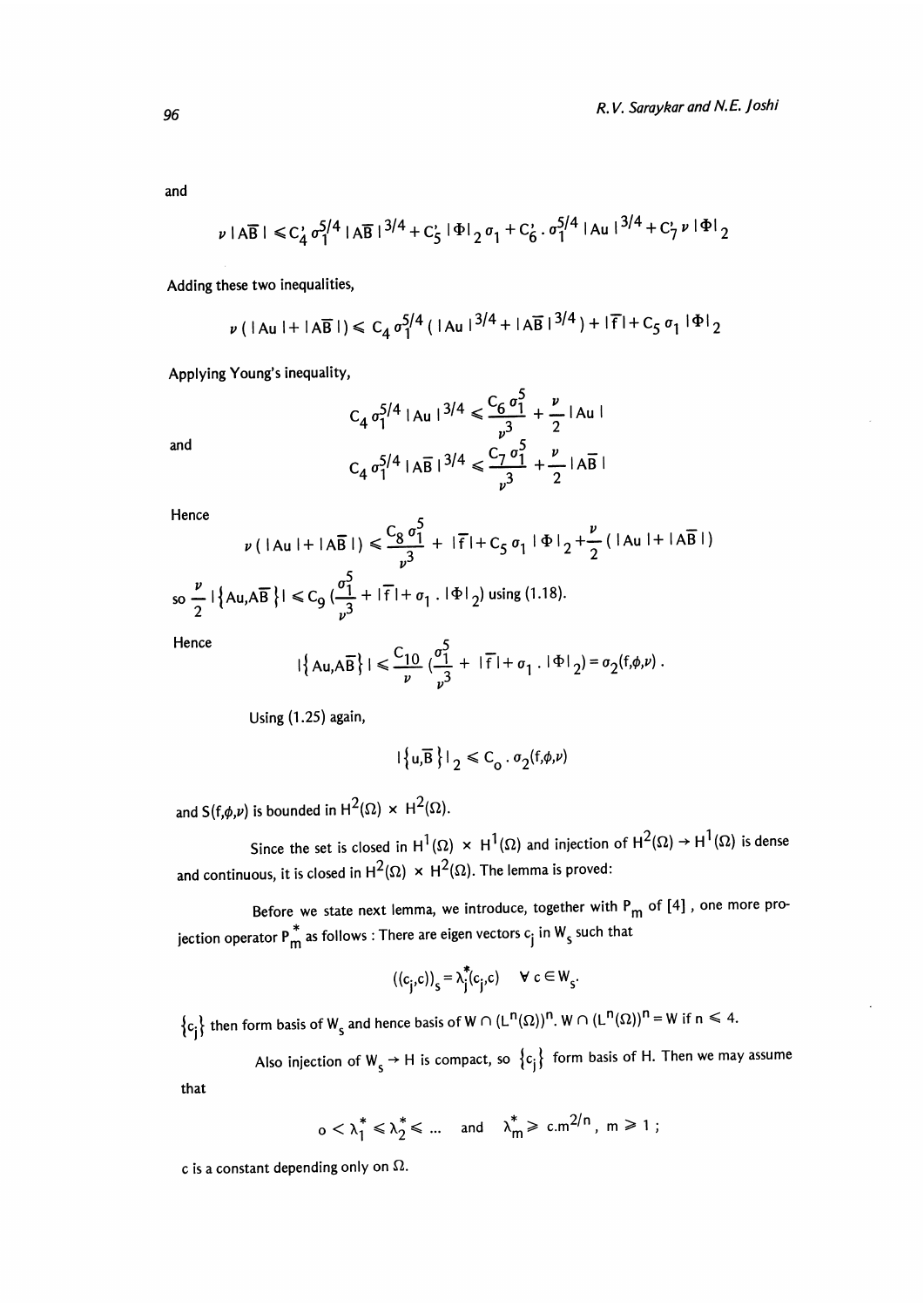and

$$\nu \,|A\overline{B}| \leqslant C_4' \,\sigma_1^{5/4} \,|A\overline{B}|^{3/4} + C_5' \,|\Phi|_2 \,\sigma_1 + C_6' \,.\, \sigma_1^{5/4} \,|Au|^{3/4} + C_7' \,\nu \,|\Phi|_2$$

Adding these two inequalities,

$$\nu \,(\,|Au| + |A\overline{B}|\,) \leqslant C_4 \,\sigma_1^{5/4} \,(\,|Au|^{3/4} + |A\overline{B}|^{3/4}\,) + |\overline{f}| + C_5 \,\sigma_1 \,|\Phi|_2$$

Applying Young's inequality,

$$C_4 \,\sigma_1^{5/4} \,|Au|^{3/4} \leqslant \frac{C_6 \,\sigma_1^5}{\nu^3} + \frac{\nu}{2} \,|Au|$$

and

$$C_4 \,\sigma_1^{5/4} \,|A\overline{B}|^{3/4} \leqslant \frac{C_7 \,\sigma_1^5}{\nu^3} + \frac{\nu}{2} \,|A\overline{B}|$$

Hence

$$\nu \,(\,|Au| + |A\overline{B}|\,) \leqslant \frac{C_8 \,\sigma_1^5}{\nu^3} + |\overline{f}| + C_5 \,\sigma_1 \,|\Phi|_2 + \frac{\nu}{2} \,(\,|Au| + |A\overline{B}|\,)$$

so $\frac{\nu}{2} \,|\{Au, A\overline{B}\}| \leqslant C_9 \,(\frac{\sigma_1^5}{\nu^3} + |\overline{f}| + \sigma_1 \,.\, |\Phi|_2)$ using (1.18).

Hence

$$|\{Au, A\overline{B}\}| \leqslant \frac{C_{10}}{\nu} \,(\frac{\sigma_1^5}{\nu^3} + |\overline{f}| + \sigma_1 \,.\, |\Phi|_2) = \sigma_2(f, \phi, \nu) \,.$$

Using (1.25) again,

$$|\{u, \overline{B}\}|_2 \leqslant C_o \,.\, \sigma_2(f, \phi, \nu)$$

and $S(f,\phi,\nu)$ is bounded in $H^2(\Omega) \times H^2(\Omega)$.

Since the set is closed in $H^1(\Omega) \times H^1(\Omega)$ and injection of $H^2(\Omega) \to H^1(\Omega)$ is dense and continuous, it is closed in $H^2(\Omega) \times H^2(\Omega)$. The lemma is proved:

Before we state next lemma, we introduce, together with $P_m$ of [4], one more projection operator $P_m^*$ as follows : There are eigen vectors $c_j$ in $W_s$ such that

$$((c_j, c))_s = \lambda_j^* (c_j, c) \quad \forall \, c \in W_s.$$

$\{c_j\}$ then form basis of $W_s$ and hence basis of $W \cap (L^n(\Omega))^n$. $W \cap (L^n(\Omega))^n = W$ if $n \leqslant 4$.

Also injection of $W_s \to H$ is compact, so $\{c_j\}$ form basis of H. Then we may assume that

$$o < \lambda_1^* \leqslant \lambda_2^* \leqslant \ldots \quad \text{and} \quad \lambda_m^* \geqslant c.m^{2/n}, \; m \geqslant 1 \,;$$

c is a constant depending only on $\Omega$.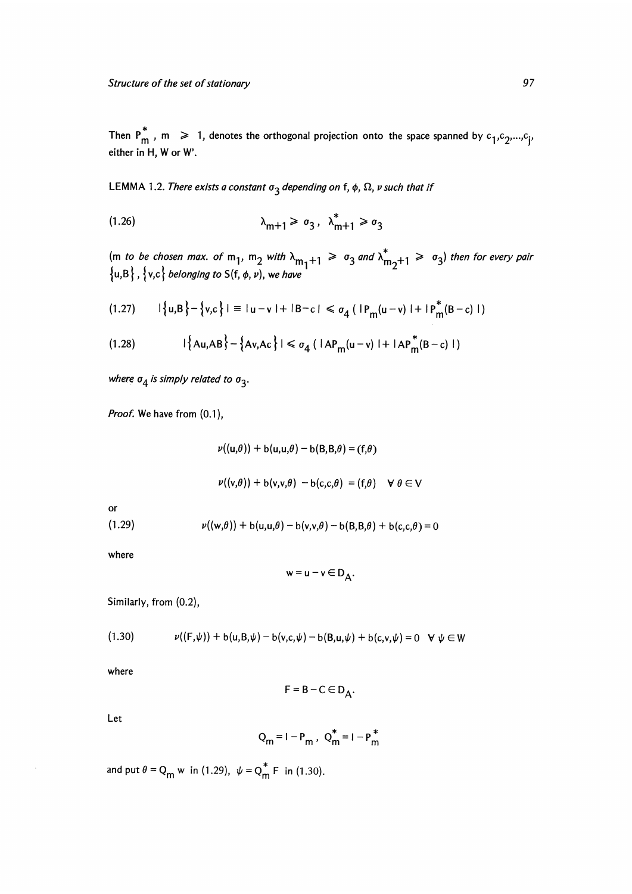Then $P_m^*$, $m \geqslant 1$, denotes the orthogonal projection onto the space spanned by $c_1, c_2, \ldots, c_j$, either in H, W or W'.

LEMMA 1.2. *There exists a constant $\sigma_3$ depending on f, $\phi$, $\Omega$, $\nu$ such that if*

$$\lambda_{m+1} \geqslant \sigma_3\,, \quad \lambda^*_{m+1} \geqslant \sigma_3 \tag{1.26}$$

*(m to be chosen max. of $m_1$, $m_2$ with $\lambda_{m_1+1} \geqslant \sigma_3$ and $\lambda^*_{m_2+1} \geqslant \sigma_3$) then for every pair $\{u,B\}, \{v,c\}$ belonging to $S(f, \phi, \nu)$, we have*

$$|\{u,B\} - \{v,c\}| \equiv |u-v| + |B-c| \leqslant \sigma_4 \left( |P_m(u-v)| + |P^*_m(B-c)| \right) \tag{1.27}$$

$$|\{Au,AB\} - \{Av,Ac\}| \leqslant \sigma_4 \left( |AP_m(u-v)| + |AP^*_m(B-c)| \right) \tag{1.28}$$

*where $\sigma_4$ is simply related to $\sigma_3$.*

*Proof.* We have from (0.1),

$$\nu((u,\theta)) + b(u,u,\theta) - b(B,B,\theta) = (f,\theta)$$

$$\nu((v,\theta)) + b(v,v,\theta) - b(c,c,\theta) = (f,\theta) \quad \forall\, \theta \in V$$

or

$$\nu((w,\theta)) + b(u,u,\theta) - b(v,v,\theta) - b(B,B,\theta) + b(c,c,\theta) = 0 \tag{1.29}$$

where

$$w = u - v \in D_A.$$

Similarly, from (0.2),

$$\nu((F,\psi)) + b(u,B,\psi) - b(v,c,\psi) - b(B,u,\psi) + b(c,v,\psi) = 0 \quad \forall\, \psi \in W \tag{1.30}$$

where

$$F = B - C \in D_A.$$

Let

$$Q_m = I - P_m\,, \quad Q^*_m = I - P^*_m$$

and put $\theta = Q_m w$ in (1.29), $\psi = Q^*_m F$ in (1.30).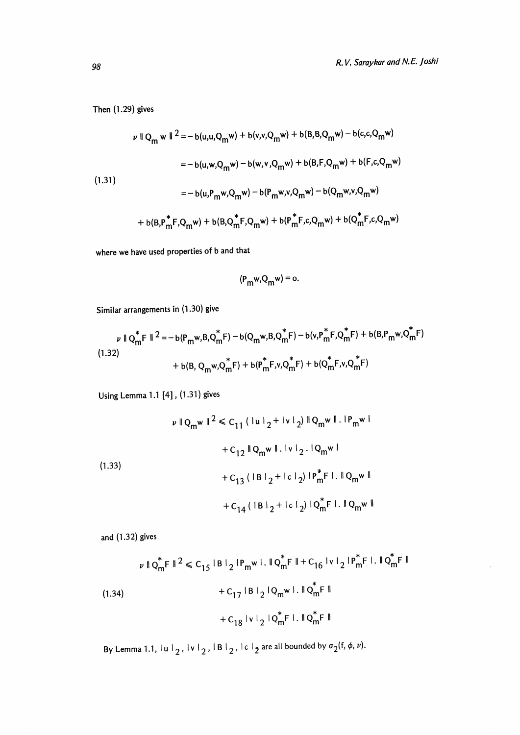Then (1.29) gives

$$
\begin{aligned}
\nu \| Q_m w \|^2 &= - b(u,u,Q_m w) + b(v,v,Q_m w) + b(B,B,Q_m w) - b(c,c,Q_m w) \\
&= - b(u,w,Q_m w) - b(w,v,Q_m w) + b(B,F,Q_m w) + b(F,c,Q_m w) \\
&= - b(u,P_m w,Q_m w) - b(P_m w,v,Q_m w) - b(Q_m w,v,Q_m w) \\
&\quad + b(B,P_m^* F,Q_m w) + b(B,Q_m^* F,Q_m w) + b(P_m^* F,c,Q_m w) + b(Q_m^* F,c,Q_m w)
\end{aligned}
\tag{1.31}
$$

where we have used properties of b and that

$$
(P_m w, Q_m w) = 0.
$$

Similar arrangements in (1.30) give

$$
\begin{aligned}
\nu \| Q_m^* F \|^2 &= - b(P_m w,B,Q_m^* F) - b(Q_m w,B,Q_m^* F) - b(v,P_m^* F,Q_m^* F) + b(B,P_m w,Q_m^* F) \\
&\quad + b(B, Q_m w,Q_m^* F) + b(P_m^* F,v,Q_m^* F) + b(Q_m^* F,v,Q_m^* F)
\end{aligned}
\tag{1.32}
$$

Using Lemma 1.1 [4], (1.31) gives

$$
\begin{aligned}
\nu \| Q_m w \|^2 &\leqslant C_{11} ( |u|_2 + |v|_2 ) \| Q_m w \| . |P_m w| \\
&\quad + C_{12} \| Q_m w \| . |v|_2 . |Q_m w| \\
&\quad + C_{13} ( |B|_2 + |c|_2 ) |P_m^* F| . \| Q_m w \| \\
&\quad + C_{14} ( |B|_2 + |c|_2 ) |Q_m^* F| . \| Q_m w \|
\end{aligned}
\tag{1.33}
$$

and (1.32) gives

$$
\begin{aligned}
\nu \| Q_m^* F \|^2 &\leqslant C_{15} |B|_2 |P_m w| . \| Q_m^* F \| + C_{16} |v|_2 |P_m^* F| . \| Q_m^* F \| \\
&\quad + C_{17} |B|_2 |Q_m w| . \| Q_m^* F \| \\
&\quad + C_{18} |v|_2 |Q_m^* F| . \| Q_m^* F \|
\end{aligned}
\tag{1.34}
$$

By Lemma 1.1, $|u|_2$, $|v|_2$, $|B|_2$, $|c|_2$ are all bounded by $\sigma_2(f, \phi, \nu)$.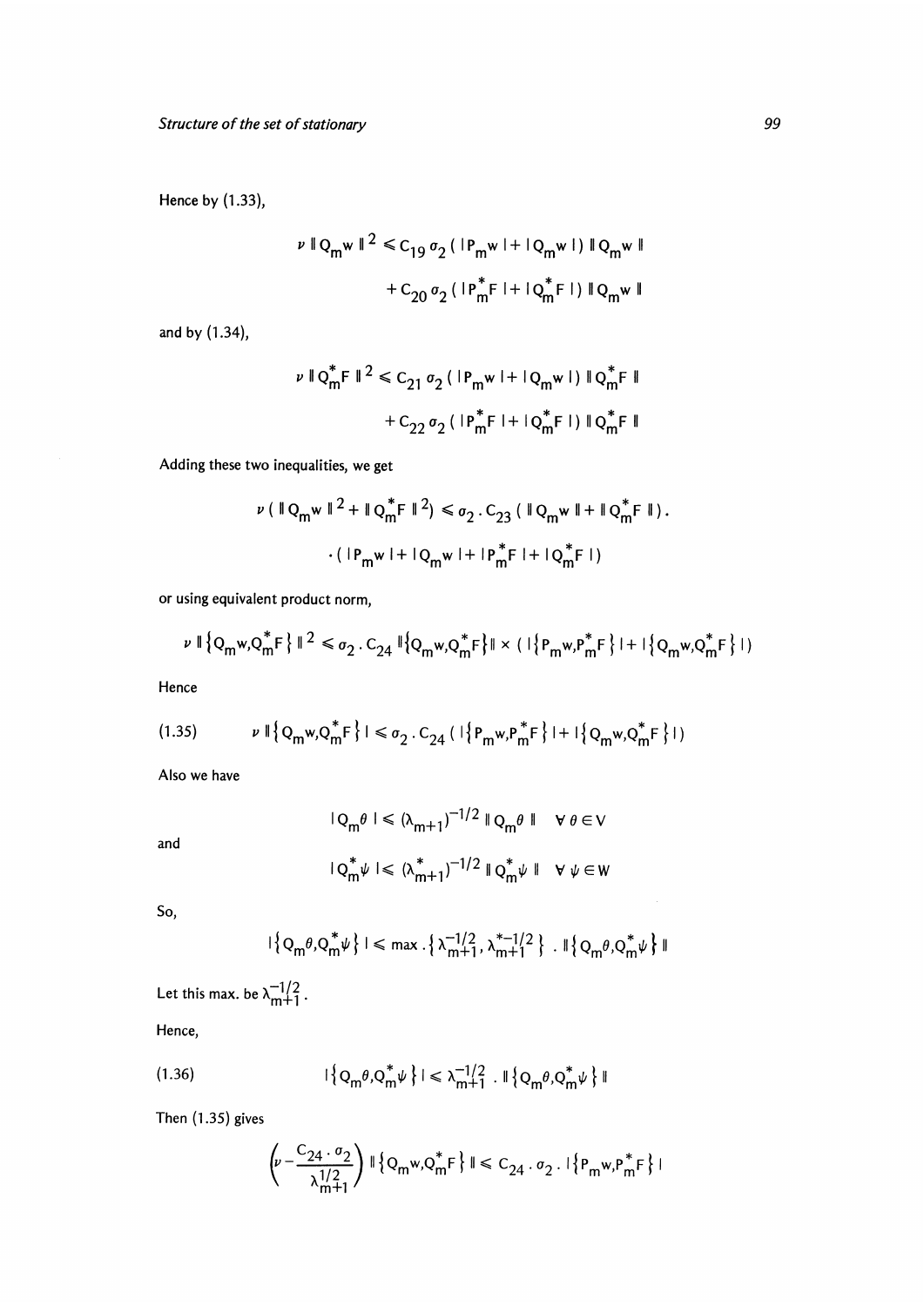Hence by (1.33),

$$\nu \| Q_m w \|^2 \leqslant C_{19}\, \sigma_2 \,( |P_m w| + |Q_m w| )\, \| Q_m w \|$$

$$+ C_{20}\, \sigma_2 \,( |P_m^* F| + |Q_m^* F| )\, \| Q_m w \|$$

and by (1.34),

$$\nu \| Q_m^* F \|^2 \leqslant C_{21}\, \sigma_2 \,( |P_m w| + |Q_m w| )\, \| Q_m^* F \|$$

$$+ C_{22}\, \sigma_2 \,( |P_m^* F| + |Q_m^* F| )\, \| Q_m^* F \|$$

Adding these two inequalities, we get

$$\nu ( \| Q_m w \|^2 + \| Q_m^* F \|^2 ) \leqslant \sigma_2 \,.\, C_{23}\, ( \| Q_m w \| + \| Q_m^* F \| ) \,.$$

$$\cdot ( |P_m w| + |Q_m w| + |P_m^* F| + |Q_m^* F| )$$

or using equivalent product norm,

$$\nu \| \{ Q_m w, Q_m^* F \} \|^2 \leqslant \sigma_2 \,.\, C_{24}\, \| \{ Q_m w, Q_m^* F \} \| \times ( | \{ P_m w, P_m^* F \} | + | \{ Q_m w, Q_m^* F \} | )$$

Hence

$$\nu \| \{ Q_m w, Q_m^* F \} | \leqslant \sigma_2 \,.\, C_{24}\, ( | \{ P_m w, P_m^* F \} | + | \{ Q_m w, Q_m^* F \} | ) \tag{1.35}$$

Also we have

$$| Q_m \theta | \leqslant (\lambda_{m+1})^{-1/2}\, \| Q_m \theta \| \quad \forall\, \theta \in V$$

and

$$| Q_m^* \psi | \leqslant (\lambda_{m+1}^*)^{-1/2}\, \| Q_m^* \psi \| \quad \forall\, \psi \in W$$

So,

$$| \{ Q_m \theta, Q_m^* \psi \} | \leqslant \max . \{ \lambda_{m+1}^{-1/2}, \lambda_{m+1}^{*-1/2} \} \,.\, \| \{ Q_m \theta, Q_m^* \psi \} \|$$

Let this max. be $\lambda_{m+1}^{-1/2}$.

Hence,

$$| \{ Q_m \theta, Q_m^* \psi \} | \leqslant \lambda_{m+1}^{-1/2} \,.\, \| \{ Q_m \theta, Q_m^* \psi \} \| \tag{1.36}$$

Then (1.35) gives

$$\left( \nu - \frac{C_{24} \cdot \sigma_2}{\lambda_{m+1}^{1/2}} \right) \| \{ Q_m w, Q_m^* F \} \| \leqslant C_{24} \,.\, \sigma_2 \,.\, | \{ P_m w, P_m^* F \} |$$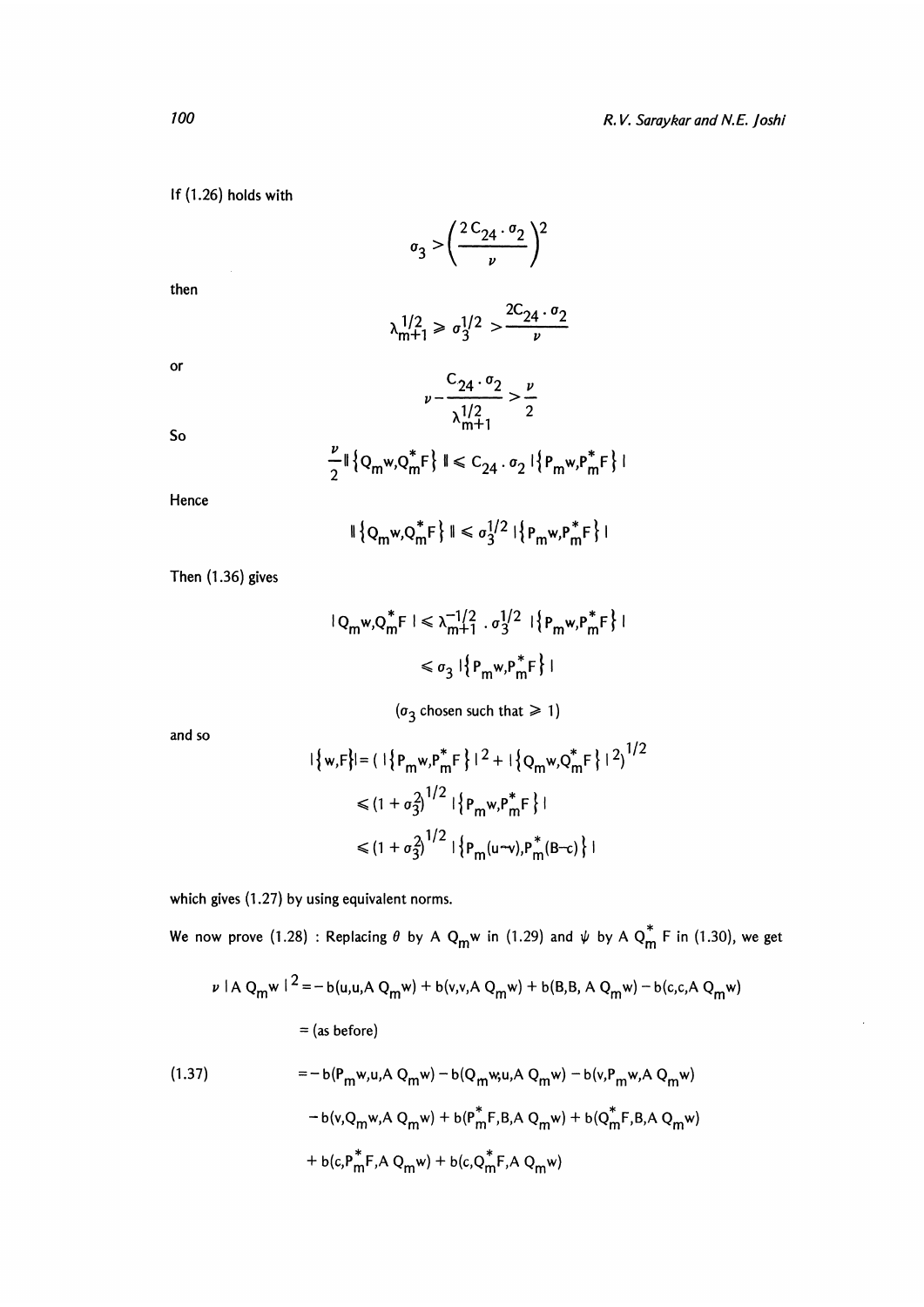If (1.26) holds with

$$\sigma_3 > \left( \frac{2\, C_{24} \cdot \sigma_2}{\nu} \right)^2$$

then

$$\lambda_{m+1}^{1/2} \geqslant \sigma_3^{1/2} > \frac{2 C_{24} \cdot \sigma_2}{\nu}$$

or

$$\nu - \frac{C_{24} \cdot \sigma_2}{\lambda_{m+1}^{1/2}} > \frac{\nu}{2}$$

So

$$\frac{\nu}{2} \| \{ Q_m w, Q_m^* F \} \| \leqslant C_{24} \cdot \sigma_2 \, | \{ P_m w, P_m^* F \} |$$

Hence

$$\| \{ Q_m w, Q_m^* F \} \| \leqslant \sigma_3^{1/2} \, | \{ P_m w, P_m^* F \} |$$

Then (1.36) gives

$$| Q_m w, Q_m^* F \, | \leqslant \lambda_{m+1}^{-1/2} \cdot \sigma_3^{1/2} \, | \{ P_m w, P_m^* F \} |$$

$$\leqslant \sigma_3 \, | \{ P_m w, P_m^* F \} |$$

($\sigma_3$ chosen such that $\geqslant 1$)

and so

$$| \{ w, F \} | = \left( | \{ P_m w, P_m^* F \} |^2 + | \{ Q_m w, Q_m^* F \} |^2 \right)^{1/2}$$

$$\leqslant (1 + \sigma_3^2)^{1/2} \, | \{ P_m w, P_m^* F \} |$$

$$\leqslant (1 + \sigma_3^2)^{1/2} \, | \{ P_m (u - v), P_m^* (B - c) \} |$$

which gives (1.27) by using equivalent norms.

We now prove (1.28) : Replacing $\theta$ by $A\, Q_m w$ in (1.29) and $\psi$ by $A\, Q_m^* F$ in (1.30), we get

$$\nu \, | A\, Q_m w \, |^2 = - b(u,u,A\, Q_m w) + b(v,v,A\, Q_m w) + b(B,B,\, A\, Q_m w) - b(c,c,A\, Q_m w)$$

$$= \text{(as before)}$$

$$\begin{aligned}
(1.37) \qquad &= - b(P_m w,u,A\, Q_m w) - b(Q_m w,u,A\, Q_m w) - b(v,P_m w,A\, Q_m w) \\
&\quad - b(v,Q_m w,A\, Q_m w) + b(P_m^* F,B,A\, Q_m w) + b(Q_m^* F,B,A\, Q_m w) \\
&\quad + b(c,P_m^* F,A\, Q_m w) + b(c,Q_m^* F,A\, Q_m w)
\end{aligned}$$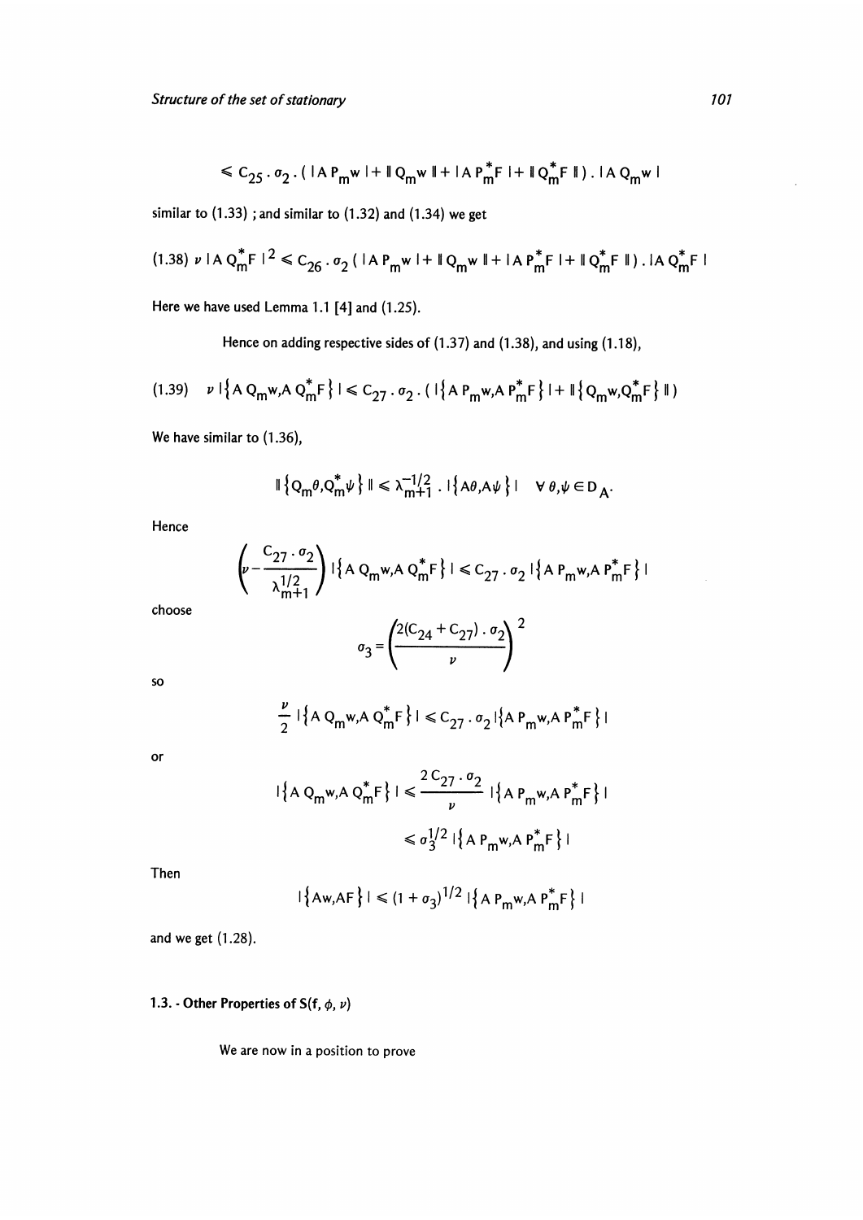$$\leqslant C_{25} \cdot \sigma_2 \cdot ( | A P_m w | + \| Q_m w \| + | A P_m^* F | + \| Q_m^* F \| ) \cdot | A Q_m w |$$

similar to (1.33) ; and similar to (1.32) and (1.34) we get

$$(1.38) \quad \nu \, | A Q_m^* F |^2 \leqslant C_{26} \cdot \sigma_2 ( | A P_m w | + \| Q_m w \| + | A P_m^* F | + \| Q_m^* F \| ) \cdot | A Q_m^* F |$$

Here we have used Lemma 1.1 [4] and (1.25).

Hence on adding respective sides of (1.37) and (1.38), and using (1.18),

$$(1.39) \quad \nu \, | \{ A Q_m w, A Q_m^* F \} | \leqslant C_{27} \cdot \sigma_2 \cdot ( | \{ A P_m w, A P_m^* F \} | + \| \{ Q_m w, Q_m^* F \} \| )$$

We have similar to (1.36),

$$\| \{ Q_m \theta, Q_m^* \psi \} \| \leqslant \lambda_{m+1}^{-1/2} \cdot | \{ A\theta, A\psi \} | \quad \forall \, \theta, \psi \in D_A .$$

Hence

$$\left( \nu - \frac{C_{27} \cdot \sigma_2}{\lambda_{m+1}^{1/2}} \right) | \{ A Q_m w, A Q_m^* F \} | \leqslant C_{27} \cdot \sigma_2 \, | \{ A P_m w, A P_m^* F \} |$$

choose

$$\sigma_3 = \left( \frac{2(C_{24} + C_{27}) \cdot \sigma_2}{\nu} \right)^2$$

so

$$\frac{\nu}{2} \, | \{ A Q_m w, A Q_m^* F \} | \leqslant C_{27} \cdot \sigma_2 \, | \{ A P_m w, A P_m^* F \} |$$

or

$$| \{ A Q_m w, A Q_m^* F \} | \leqslant \frac{2 \, C_{27} \cdot \sigma_2}{\nu} \, | \{ A P_m w, A P_m^* F \} |$$

$$\leqslant \sigma_3^{1/2} \, | \{ A P_m w, A P_m^* F \} |$$

Then

$$| \{ Aw, AF \} | \leqslant (1 + \sigma_3)^{1/2} \, | \{ A P_m w, A P_m^* F \} |$$

and we get (1.28).

### 1.3. - Other Properties of $S(f, \phi, \nu)$

We are now in a position to prove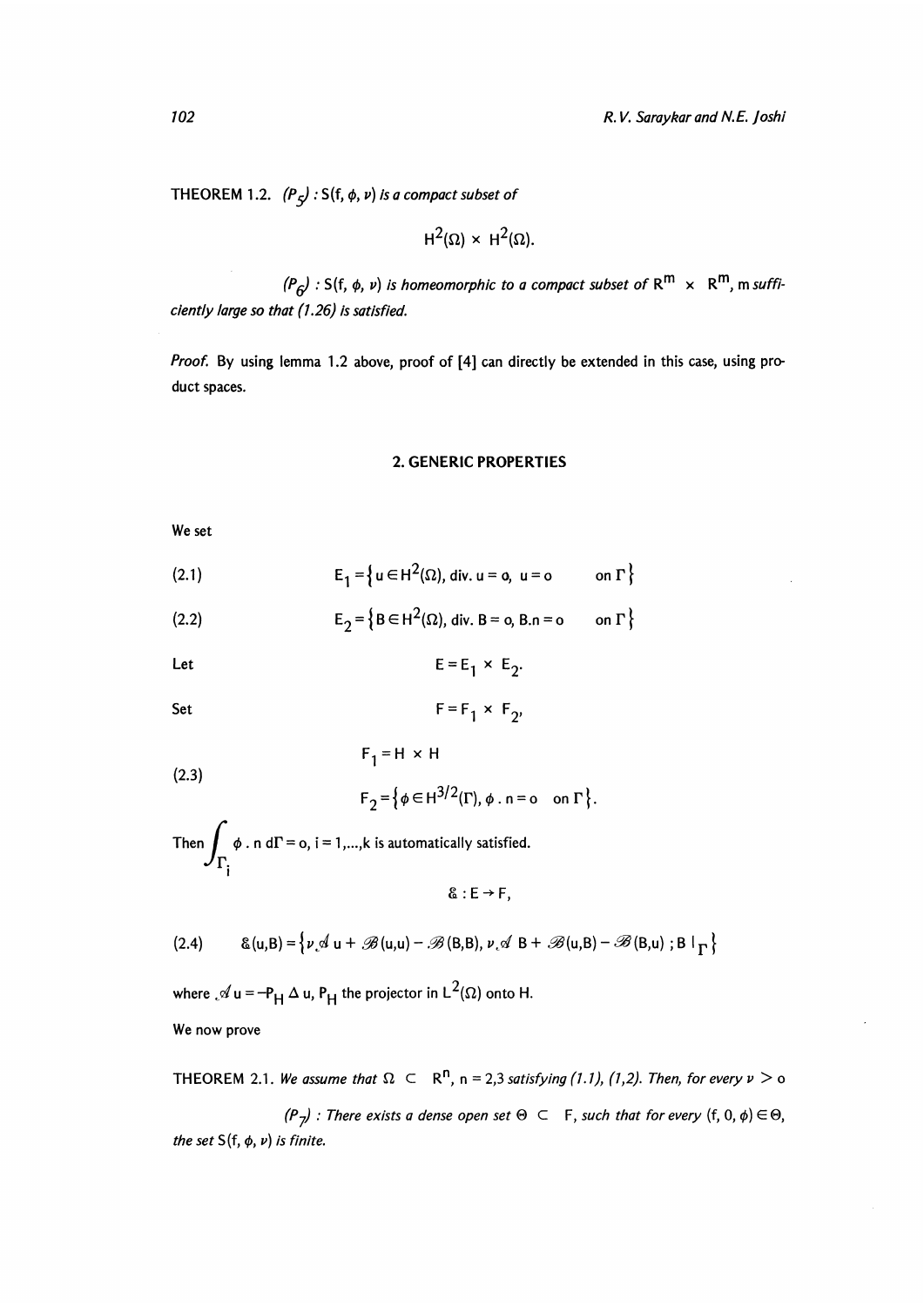THEOREM 1.2. *$(P_5)$ : $S(f, \phi, \nu)$ is a compact subset of*

$$H^2(\Omega) \times H^2(\Omega).$$

*$(P_6)$ : $S(f, \phi, \nu)$ is homeomorphic to a compact subset of $R^m \times R^m$, m sufficiently large so that (1.26) is satisfied.*

*Proof.* By using lemma 1.2 above, proof of [4] can directly be extended in this case, using product spaces.

## 2. GENERIC PROPERTIES

We set

$$E_1 = \{u \in H^2(\Omega), \text{ div. } u = o, \ u = o \quad \text{on } \Gamma\} \tag{2.1}$$

$$E_2 = \{B \in H^2(\Omega), \text{ div. } B = o, \ B.n = o \quad \text{on } \Gamma\} \tag{2.2}$$

Let

$$E = E_1 \times E_2.$$

Set

$$F = F_1 \times F_2,$$

$$F_1 = H \times H$$

$$F_2 = \{\phi \in H^{3/2}(\Gamma), \phi \,.\, n = o \quad \text{on } \Gamma\}. \tag{2.3}$$

Then $\displaystyle\int_{\Gamma_i} \phi \,.\, n \, d\Gamma = o$, $i = 1,\ldots,k$ is automatically satisfied.

$$\mathcal{E} : E \to F,$$

$$\mathcal{E}(u,B) = \{\nu \mathcal{A} u + \mathcal{B}(u,u) - \mathcal{B}(B,B), \nu \mathcal{A} B + \mathcal{B}(u,B) - \mathcal{B}(B,u) \, ; B \,|_{\Gamma}\} \tag{2.4}$$

where $\mathcal{A} u = -P_H \Delta u$, $P_H$ the projector in $L^2(\Omega)$ onto H.

We now prove

THEOREM 2.1. *We assume that $\Omega \subset R^n$, n = 2,3 satisfying (1.1), (1,2). Then, for every $\nu > o$*

*$(P_7)$ : There exists a dense open set $\Theta \subset F$, such that for every $(f, 0, \phi) \in \Theta$, the set $S(f, \phi, \nu)$ is finite.*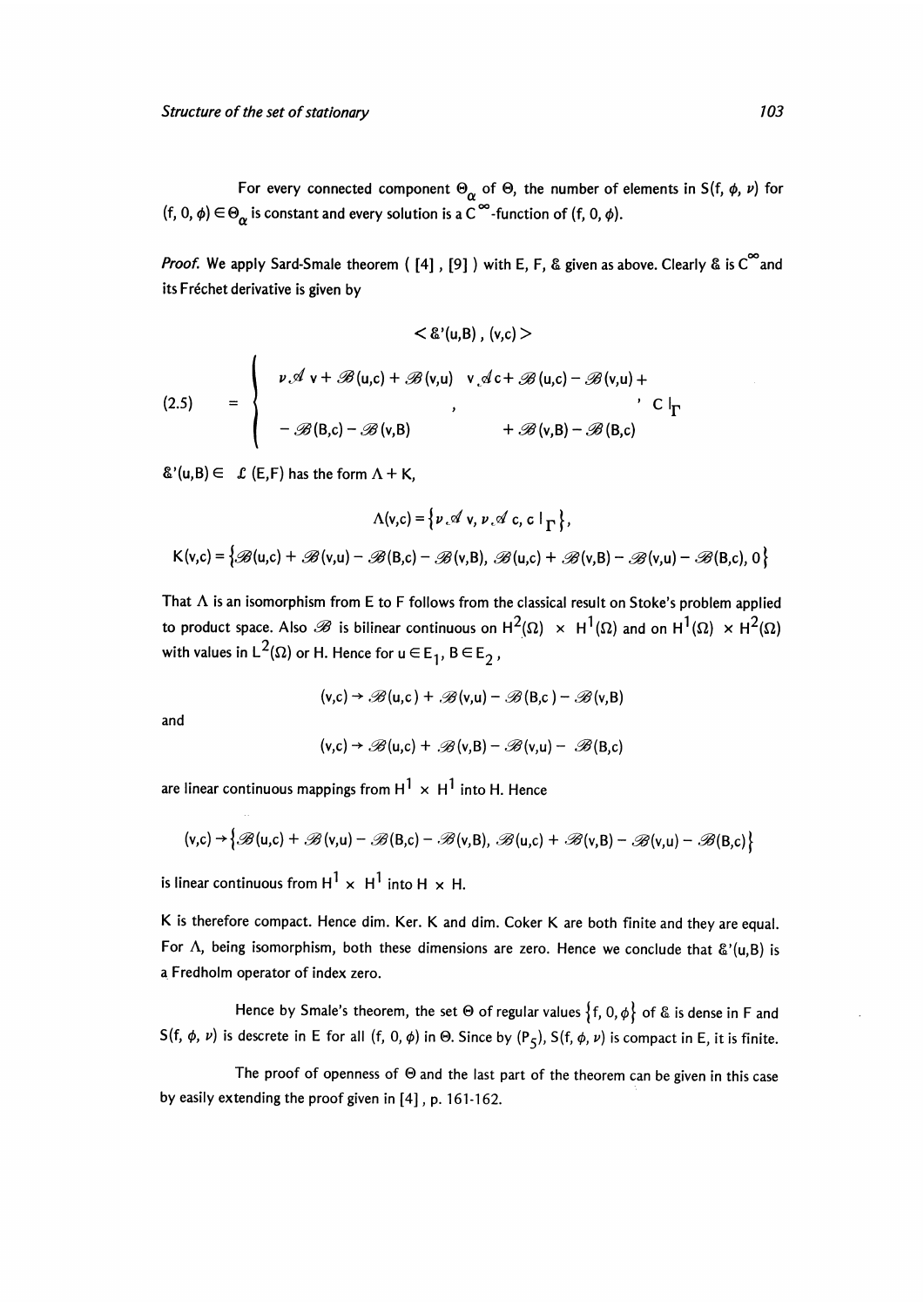For every connected component $\Theta_\alpha$ of $\Theta$, the number of elements in $S(f, \phi, \nu)$ for $(f, 0, \phi) \in \Theta_\alpha$ is constant and every solution is a $C^\infty$-function of $(f, 0, \phi)$.

*Proof.* We apply Sard-Smale theorem ( [4] , [9] ) with E, F, $\mathcal{E}$ given as above. Clearly $\mathcal{E}$ is $C^\infty$ and its Fréchet derivative is given by

$$
\langle \mathcal{E}'(u,B), (v,c) \rangle
$$

$$
(2.5) \qquad = \left\{ \begin{array}{ll} \nu \mathcal{A} v + \mathcal{B}(u,c) + \mathcal{B}(v,u) & v \mathcal{A} c + \mathcal{B}(u,c) - \mathcal{B}(v,u) + \\ & , \qquad\qquad\qquad\qquad\qquad\qquad , \; c\,|_\Gamma \\ - \mathcal{B}(B,c) - \mathcal{B}(v,B) & + \mathcal{B}(v,B) - \mathcal{B}(B,c) \end{array} \right.
$$

$\mathcal{E}'(u,B) \in \mathcal{L}(E,F)$ has the form $\Lambda + K$,

$$
\Lambda(v,c) = \left\{ \nu \mathcal{A} v, \nu \mathcal{A} c, c\,|_\Gamma \right\},
$$

$$
K(v,c) = \left\{ \mathcal{B}(u,c) + \mathcal{B}(v,u) - \mathcal{B}(B,c) - \mathcal{B}(v,B), \mathcal{B}(u,c) + \mathcal{B}(v,B) - \mathcal{B}(v,u) - \mathcal{B}(B,c), 0 \right\}
$$

That $\Lambda$ is an isomorphism from E to F follows from the classical result on Stoke's problem applied to product space. Also $\mathcal{B}$ is bilinear continuous on $H^2(\Omega) \times H^1(\Omega)$ and on $H^1(\Omega) \times H^2(\Omega)$ with values in $L^2(\Omega)$ or H. Hence for $u \in E_1$, $B \in E_2$,

$$
(v,c) \rightarrow \mathcal{B}(u,c) + \mathcal{B}(v,u) - \mathcal{B}(B,c) - \mathcal{B}(v,B)
$$

and

$$
(v,c) \rightarrow \mathcal{B}(u,c) + \mathcal{B}(v,B) - \mathcal{B}(v,u) - \mathcal{B}(B,c)
$$

are linear continuous mappings from $H^1 \times H^1$ into H. Hence

$$
(v,c) \rightarrow \left\{ \mathcal{B}(u,c) + \mathcal{B}(v,u) - \mathcal{B}(B,c) - \mathcal{B}(v,B), \mathcal{B}(u,c) + \mathcal{B}(v,B) - \mathcal{B}(v,u) - \mathcal{B}(B,c) \right\}
$$

is linear continuous from $H^1 \times H^1$ into $H \times H$.

K is therefore compact. Hence dim. Ker. K and dim. Coker K are both finite and they are equal. For $\Lambda$, being isomorphism, both these dimensions are zero. Hence we conclude that $\mathcal{E}'(u,B)$ is a Fredholm operator of index zero.

Hence by Smale's theorem, the set $\Theta$ of regular values $\{f, 0, \phi\}$ of $\mathcal{E}$ is dense in F and $S(f, \phi, \nu)$ is descrete in E for all $(f, 0, \phi)$ in $\Theta$. Since by $(P_5)$, $S(f, \phi, \nu)$ is compact in E, it is finite.

The proof of openness of $\Theta$ and the last part of the theorem can be given in this case by easily extending the proof given in [4] , p. 161-162.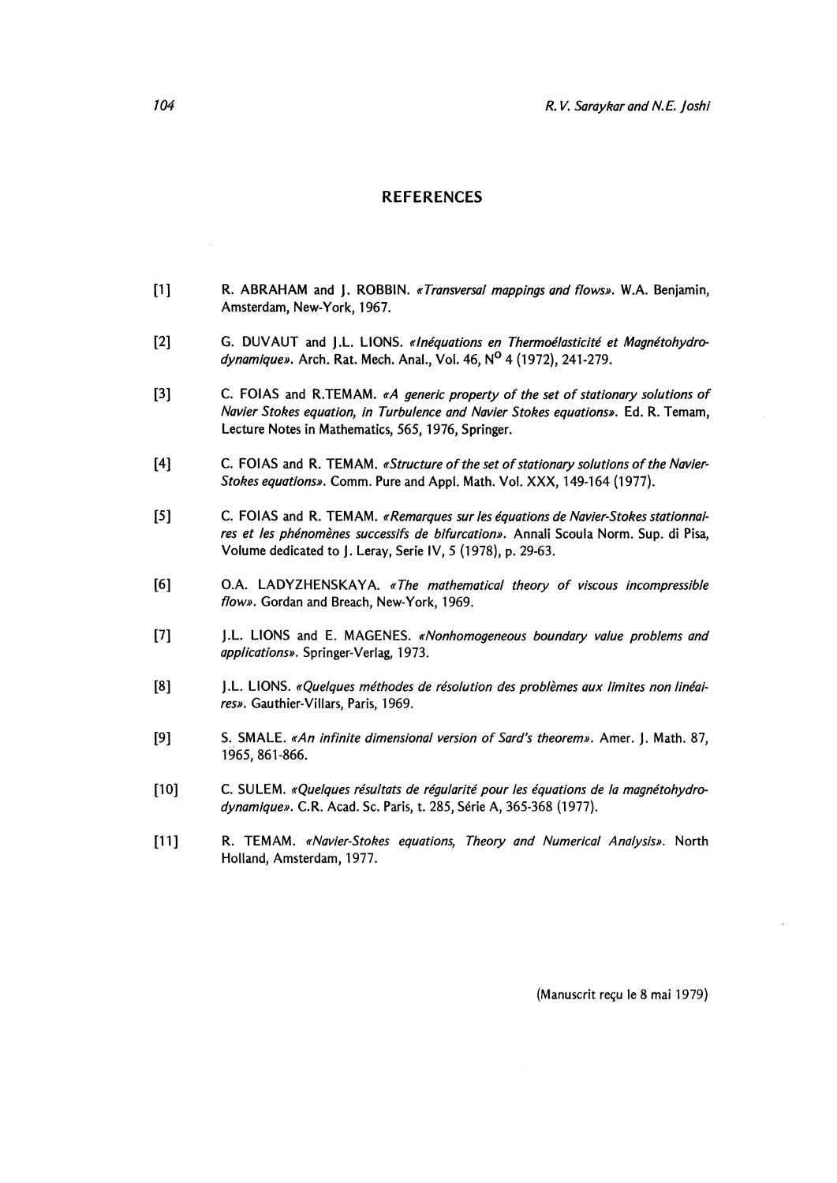## REFERENCES

[1] R. ABRAHAM and J. ROBBIN. *«Transversal mappings and flows»*. W.A. Benjamin, Amsterdam, New-York, 1967.

[2] G. DUVAUT and J.L. LIONS. *«Inéquations en Thermoélasticité et Magnétohydrodynamique»*. Arch. Rat. Mech. Anal., Vol. 46, N$^{o}$ 4 (1972), 241-279.

[3] C. FOIAS and R.TEMAM. *«A generic property of the set of stationary solutions of Navier Stokes equation, in Turbulence and Navier Stokes equations»*. Ed. R. Temam, Lecture Notes in Mathematics, 565, 1976, Springer.

[4] C. FOIAS and R. TEMAM. *«Structure of the set of stationary solutions of the Navier-Stokes equations»*. Comm. Pure and Appl. Math. Vol. XXX, 149-164 (1977).

[5] C. FOIAS and R. TEMAM. *«Remarques sur les équations de Navier-Stokes stationnaires et les phénomènes successifs de bifurcation»*. Annali Scoula Norm. Sup. di Pisa, Volume dedicated to J. Leray, Serie IV, 5 (1978), p. 29-63.

[6] O.A. LADYZHENSKAYA. *«The mathematical theory of viscous incompressible flow»*. Gordan and Breach, New-York, 1969.

[7] J.L. LIONS and E. MAGENES. *«Nonhomogeneous boundary value problems and applications»*. Springer-Verlag, 1973.

[8] J.L. LIONS. *«Quelques méthodes de résolution des problèmes aux limites non linéaires»*. Gauthier-Villars, Paris, 1969.

[9] S. SMALE. *«An infinite dimensional version of Sard's theorem»*. Amer. J. Math. 87, 1965, 861-866.

[10] C. SULEM. *«Quelques résultats de régularité pour les équations de la magnétohydrodynamique»*. C.R. Acad. Sc. Paris, t. 285, Série A, 365-368 (1977).

[11] R. TEMAM. *«Navier-Stokes equations, Theory and Numerical Analysis»*. North Holland, Amsterdam, 1977.

(Manuscrit reçu le 8 mai 1979)